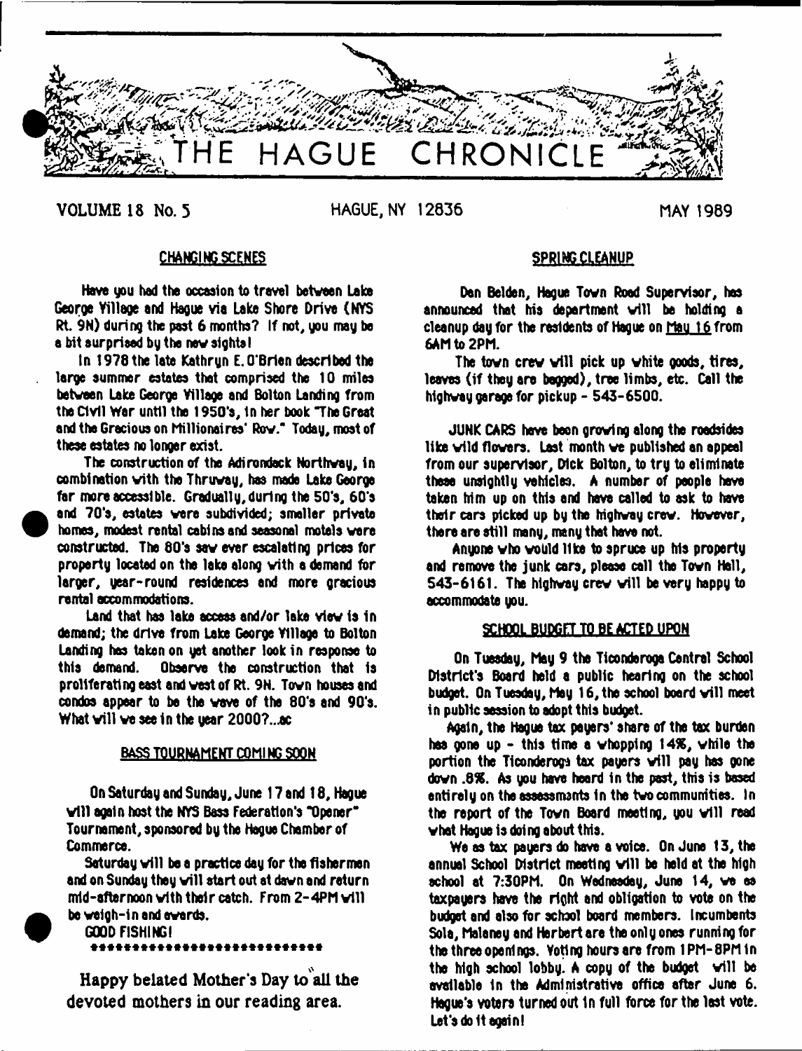# THE HAGUE CHRONICLE

VOLUME 18 No. 5 HAGUE, NY 12836 MAY 1989

## CHANGING SCENES

Have you had the occasion to travel between Lake George Village and Hague via Lake Shore Drive (NYS Rt. 9N) during the past 6 months? If not, you may be a bit surprised by the new sights!

In 1978 the late Kathryn E. O'Brien described the large summer estates that comprised the 10 miles between Lake George Village and Bolton Landing from the Civil War until the 1950's, in her book "The Great and the Gracious on Millionaires' Row." Today, most of these estates no longer exist.

The construction of the Adirondack Northway, in combination with the Thruway, has made Lake George far more accessible. Gradually, during the 50's, 60's and 70's, estates were subdivided; smaller private homes, modest rental cabins and seasonal motels were constructed. The 80's saw ever escalating prices for property located on the lake along with a demand for larger, year-round residences and more gracious rental accommodations.

Land that has lake access and/or lake view is in demand; the drive from Lake George Village to Bolton Landing has taken on yet another look in response to this demand. Observe the construction that is proliferating east and west of Rt. 9N. Town houses and condos appear to be the wave of the 80's and 90's. What will we see in the year 2000?...ac

## BASS TOURNAMENT COMING SOON

On Saturday and Sunday, June 17 and 18, Hague will again host the NYS Bass Federation's "Opener" Tournament, sponsored by the Hague Chamber of Commerce.

Saturday will be a practice day for the fishermen and on Sunday they will start out at dawn and return mid-afternoon with their catch. From 2-4PM will be weigh-in and awards.

GOOD FISHING!

****************************

Happy belated Mother's Day to all the devoted mothers in our reading area.

## SPRING CLEANUP

Dan Belden, Hague Town Road Supervisor, has announced that his department will be holding a cleanup day for the residents of Hague on May 16 from 6AM to 2PM.

The town crew will pick up white goods, tires, leaves (if they are bagged), tree limbs, etc. Call the highway garage for pickup - 543-6500.

JUNK CARS have been growing along the roadsides like wild flowers. Last month we published an appeal from our supervisor, Dick Bolton, to try to eliminate these unsightly vehicles. A number of people have taken him up on this and have called to ask to have their cars picked up by the highway crew. However, there are still many, many that have not.

Anyone who would like to spruce up his property and remove the junk cars, please call the Town Hall, 543-6161. The highway crew will be very happy to accommodate you.

## SCHOOL BUDGET TO BE ACTED UPON

On Tuesday, May 9 the Ticonderoga Central School District's Board held a public hearing on the school budget. On Tuesday, May 16, the school board will meet in public session to adopt this budget.

Again, the Hague tax payers' share of the tax burden has gone up - this time a whopping 14%, while the portion the Ticonderoga tax payers will pay has gone down .8%. As you have heard in the past, this is based entirely on the assessments in the two communities. In the report of the Town Board meeting, you will read what Hague is doing about this.

We as tax payers do have a voice. On June 13, the annual School District meeting will be held at the high school at 7:30PM. On Wednesday, June 14, we as taxpayers have the right and obligation to vote on the budget and also for school board members. Incumbents Sola, Maloney and Herbert are the only ones running for the three openings. Voting hours are from 1PM-8PM in the high school lobby. A copy of the budget will be available in the Administrative office after June 6. Hague's voters turned out in full force for the last vote. Let's do it again!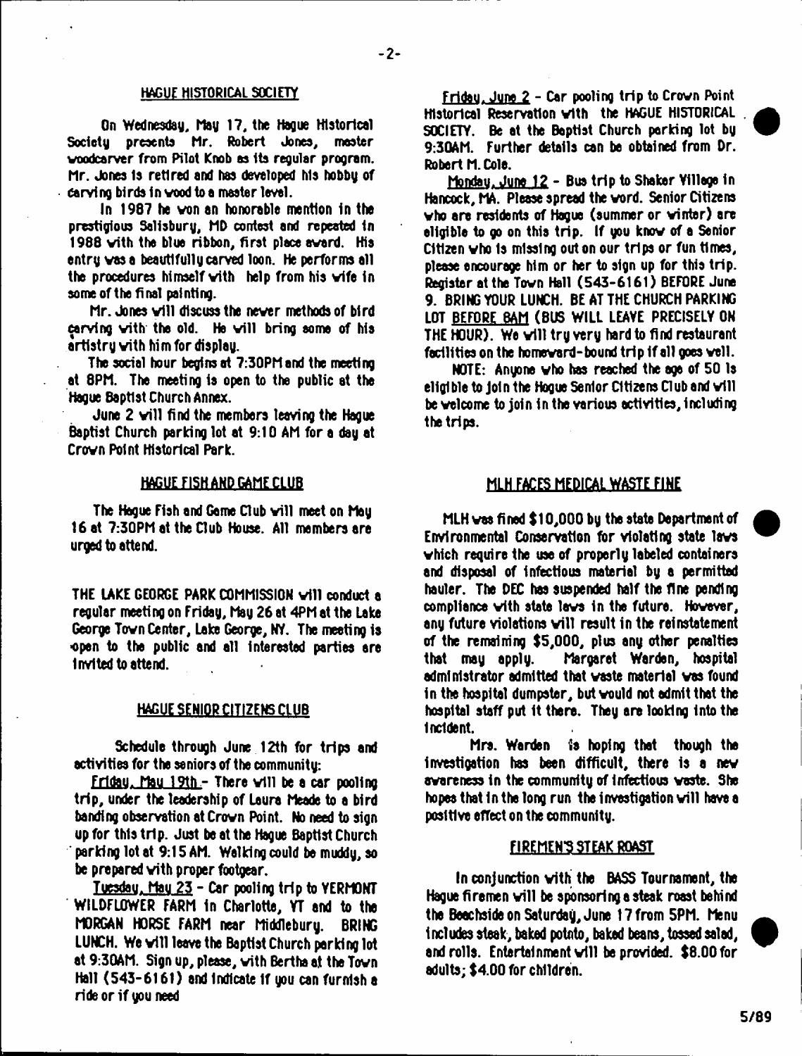## HAGUE HISTORICAL SOCIETY

On Wednesday, May 17, the Hague Historical Society presents Mr. Robert Jones, master woodcarver from Pilot Knob as its regular program. Mr. Jones is retired and has developed his hobby of carving birds in wood to a master level.

In 1987 he won an honorable mention in the prestigious Salisbury, MD contest and repeated in 1988 with the blue ribbon, first place award. His entry was a beautifully carved loon. He performs all the procedures himself with help from his wife in some of the final painting.

Mr. Jones will discuss the newer methods of bird carving with the old. He will bring some of his artistry with him for display.

The social hour begins at 7:30PM and the meeting at 8PM. The meeting is open to the public at the Hague Baptist Church Annex.

June 2 will find the members leaving the Hague Baptist Church parking lot at 9:10 AM for a day at Crown Point Historical Park.

## HAGUE FISH AND GAME CLUB

The Hague Fish and Game Club will meet on May 16 at 7:30PM at the Club House. All members are urged to attend.

THE LAKE GEORGE PARK COMMISSION will conduct a regular meeting on Friday, May 26 at 4PM at the Lake George Town Center, Lake George, NY. The meeting is open to the public and all interested parties are invited to attend.

## HAGUE SENIOR CITIZENS CLUB

Schedule through June 12th for trips and activities for the seniors of the community:

Friday, May 19th - There will be a car pooling trip, under the leadership of Laura Meade to a bird banding observation at Crown Point. No need to sign up for this trip. Just be at the Hague Baptist Church parking lot at 9:15 AM. Walking could be muddy, so be prepared with proper footgear.

Tuesday, May 23 - Car pooling trip to VERMONT WILDFLOWER FARM in Charlotte, VT and to the MORGAN HORSE FARM near Middlebury. BRING LUNCH. We will leave the Baptist Church parking lot at 9:30AM. Sign up, please, with Bertha at the Town Hall (543-6161) and indicate if you can furnish a ride or if you need

Friday, June 2 - Car pooling trip to Crown Point Historical Reservation with the HAGUE HISTORICAL SOCIETY. Be at the Baptist Church parking lot by 9:30AM. Further details can be obtained from Dr. Robert M. Cole.

Monday, June 12 - Bus trip to Shaker Village in Hancock, MA. Please spread the word. Senior Citizens who are residents of Hague (summer or winter) are eligible to go on this trip. If you know of a Senior Citizen who is missing out on our trips or fun times, please encourage him or her to sign up for this trip. Register at the Town Hall (543-6161) BEFORE June 9. BRING YOUR LUNCH. BE AT THE CHURCH PARKING LOT BEFORE 8AM (BUS WILL LEAVE PRECISELY ON THE HOUR). We will try very hard to find restaurant facilities on the homeward-bound trip if all goes well.

NOTE: Anyone who has reached the age of 50 is eligible to join the Hague Senior Citizens Club and will be welcome to join in the various activities, including the trips.

## MLH FACES MEDICAL WASTE FINE

MLH was fined $10,000 by the state Department of Environmental Conservation for violating state laws which require the use of properly labeled containers and disposal of infectious material by a permitted hauler. The DEC has suspended half the fine pending compliance with state laws in the future. However, any future violations will result in the reinstatement of the remaining $5,000, plus any other penalties that may apply. Margaret Warden, hospital administrator admitted that waste material was found in the hospital dumpster, but would not admit that the hospital staff put it there. They are looking into the incident.

Mrs. Warden is hoping that though the investigation has been difficult, there is a new awareness in the community of infectious waste. She hopes that in the long run the investigation will have a positive effect on the community.

## FIREMEN'S STEAK ROAST

In conjunction with the BASS Tournament, the Hague firemen will be sponsoring a steak roast behind the Beachside on Saturday, June 17 from 5PM. Menu includes steak, baked potato, baked beans, tossed salad, and rolls. Entertainment will be provided. $8.00 for adults; $4.00 for children.

5/89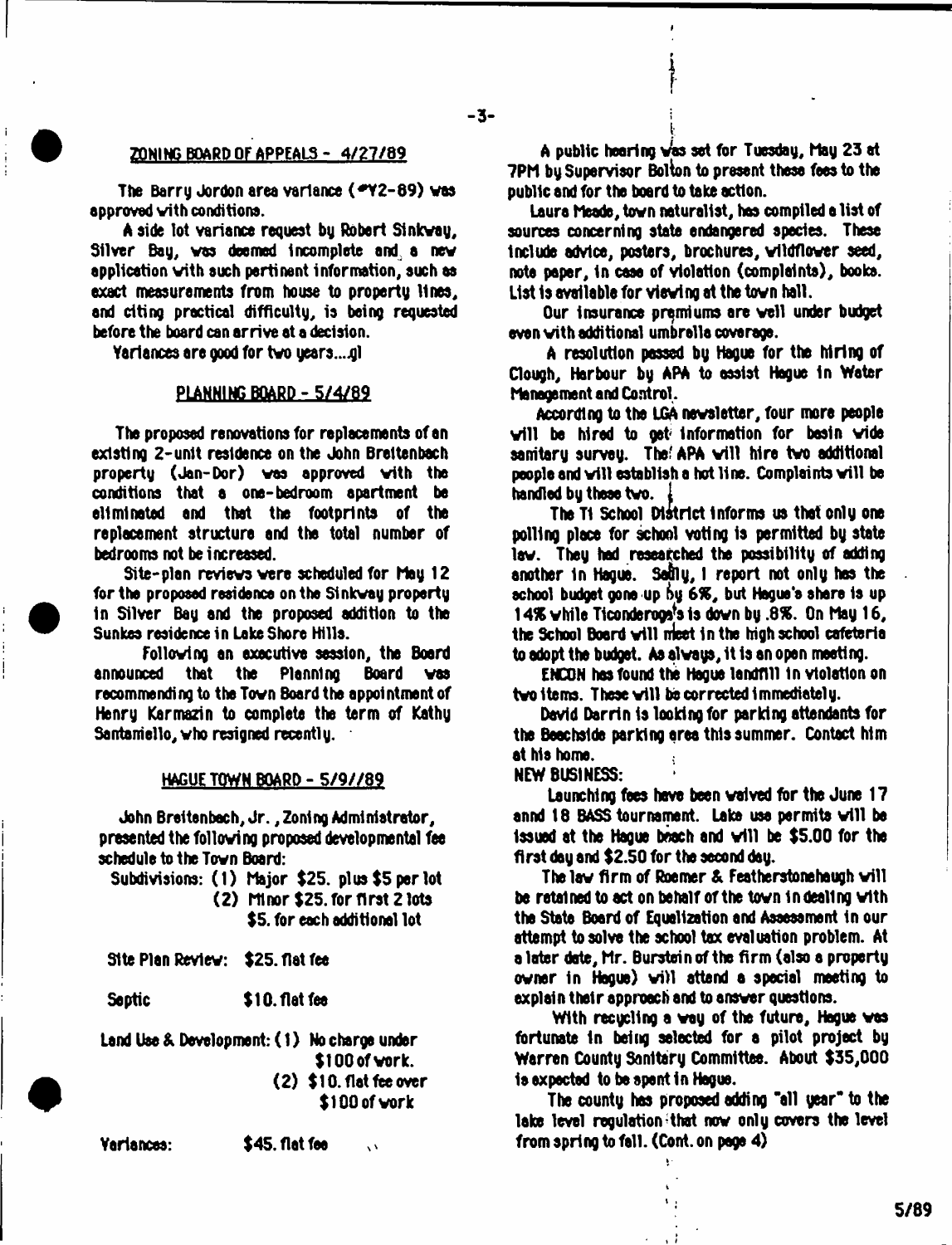## ZONING BOARD OF APPEALS - 4/27/89

The Barry Jordon area variance (#Y2-89) was approved with conditions.

A side lot variance request by Robert Sinkway, Silver Bay, was deemed incomplete and a new application with such pertinent information, such as exact measurements from house to property lines, and citing practical difficulty, is being requested before the board can arrive at a decision.

Variances are good for two years...gl

## PLANNING BOARD - 5/4/89

The proposed renovations for replacements of an existing 2-unit residence on the John Breitenbach property (Jan-Dor) was approved with the conditions that a one-bedroom apartment be eliminated and that the footprints of the replacement structure and the total number of bedrooms not be increased.

Site-plan reviews were scheduled for May 12 for the proposed residence on the Sinkway property in Silver Bay and the proposed addition to the Sunkes residence in Lake Shore Hills.

Following an executive session, the Board announced that the Planning Board was recommending to the Town Board the appointment of Henry Karmazin to complete the term of Kathy Santaniello, who resigned recently.

## HAGUE TOWN BOARD - 5/9//89

John Breitenbach, Jr., Zoning Administrator, presented the following proposed developmental fee schedule to the Town Board:

Subdivisions: (1) Major $25. plus $5 per lot
(2) Minor $25. for first 2 lots
$5. for each additional lot

Site Plan Review: $25. flat fee

Septic $10. flat fee

Land Use & Development: (1) No charge under $100 of work.
(2) $10. flat fee over $100 of work

Variances: $45. flat fee

A public hearing was set for Tuesday, May 23 at 7PM by Supervisor Bolton to present these fees to the public and for the board to take action.

Laura Meade, town naturalist, has compiled a list of sources concerning state endangered species. These include advice, posters, brochures, wildflower seed, note paper, in case of violation (complaints), books. List is available for viewing at the town hall.

Our insurance premiums are well under budget even with additional umbrella coverage.

A resolution passed by Hague for the hiring of Clough, Harbour by APA to assist Hague in Water Management and Control.

According to the LGA newsletter, four more people will be hired to get information for basin wide sanitary survey. The APA will hire two additional people and will establish a hot line. Complaints will be handled by these two.

The Ti School District informs us that only one polling place for school voting is permitted by state law. They had researched the possibility of adding another in Hague. Sadly, I report not only has the school budget gone up by 6%, but Hague's share is up 14% while Ticonderoga's is down by .8%. On May 16, the School Board will meet in the high school cafeteria to adopt the budget. As always, it is an open meeting.

ENCON has found the Hague landfill in violation on two items. These will be corrected immediately.

David Darrin is looking for parking attendants for the Beachside parking area this summer. Contact him at his home.

NEW BUSINESS:

Launching fees have been waived for the June 17 annd 18 BASS tournament. Lake use permits will be issued at the Hague beach and will be $5.00 for the first day and $2.50 for the second day.

The law firm of Roemer & Featherstonehaugh will be retained to act on behalf of the town in dealing with the State Board of Equalization and Assessment in our attempt to solve the school tax evaluation problem. At a later date, Mr. Burstein of the firm (also a property owner in Hague) will attend a special meeting to explain their approach and to answer questions.

With recycling a way of the future, Hague was fortunate in being selected for a pilot project by Warren County Sanitary Committee. About $35,000 is expected to be spent in Hague.

The county has proposed adding "all year" to the lake level regulation that now only covers the level from spring to fall. (Cont. on page 4)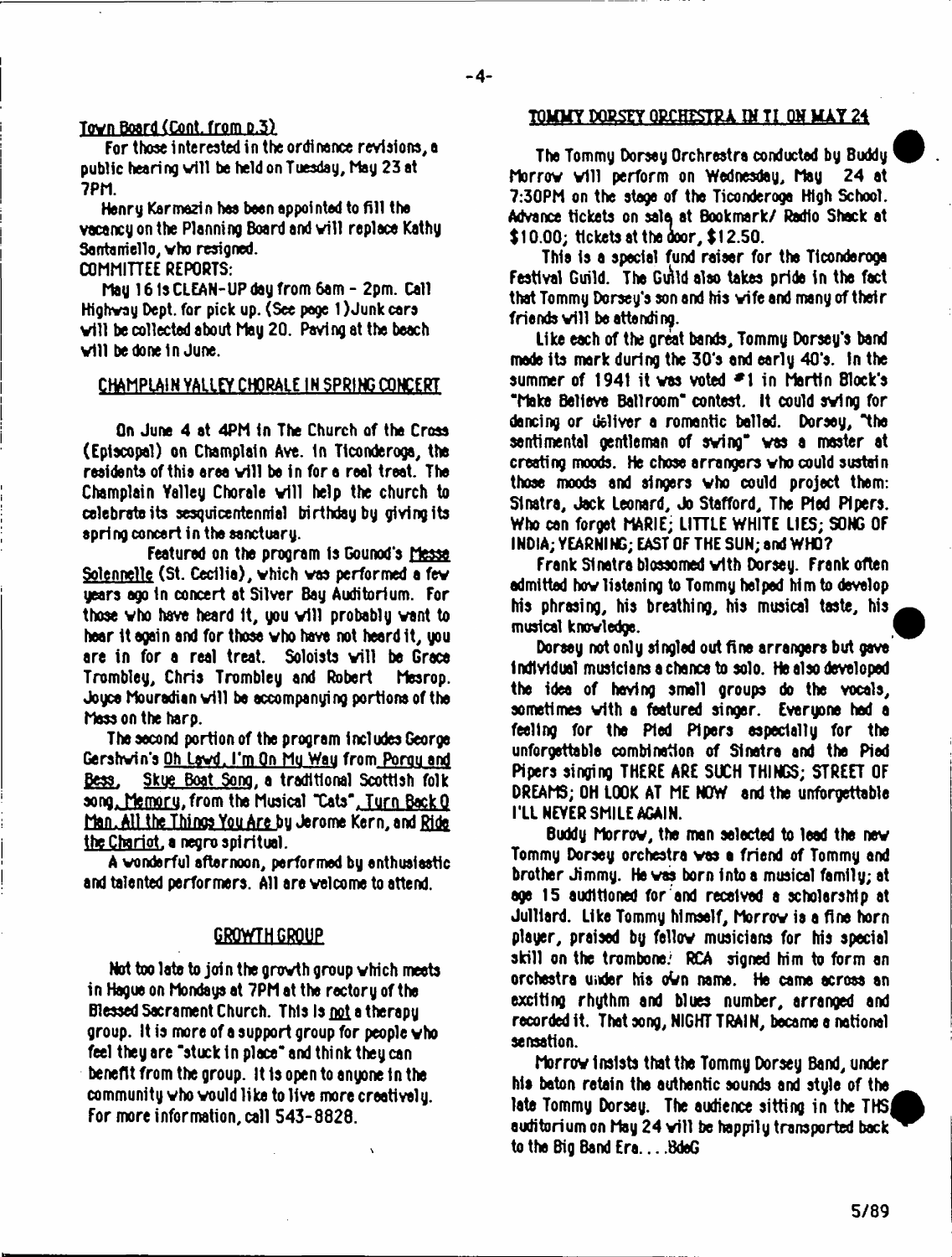Town Board (Cont. from p.3)

For those interested in the ordinance revisions, a public hearing will be held on Tuesday, May 23 at 7PM.

Henry Karmazin has been appointed to fill the vacancy on the Planning Board and will replace Kathy Santaniello, who resigned.

COMMITTEE REPORTS:

May 16 is CLEAN-UP day from 6am - 2pm. Call Highway Dept. for pick up. (See page 1) Junk cars will be collected about May 20. Paving at the beach will be done in June.

## CHAMPLAIN VALLEY CHORALE IN SPRING CONCERT

On June 4 at 4PM in The Church of the Cross (Episcopal) on Champlain Ave. in Ticonderoga, the residents of this area will be in for a real treat. The Champlain Valley Chorale will help the church to celebrate its sesquicentennial birthday by giving its spring concert in the sanctuary.

Featured on the program is Gounod's Messe Solennelle (St. Cecilia), which was performed a few years ago in concert at Silver Bay Auditorium. For those who have heard it, you will probably want to hear it again and for those who have not heard it, you are in for a real treat. Soloists will be Grace Trombley, Chris Trombley and Robert Mesrop. Joyce Mouradian will be accompanying portions of the Mass on the harp.

The second portion of the program includes George Gershwin's Oh Lawd, I'm On My Way from Porgy and Bess, Skye Boat Song, a traditional Scottish folk song, Memory, from the Musical "Cats", Turn Back O Man, All the Things You Are by Jerome Kern, and Ride the Chariot, a negro spiritual.

A wonderful afternoon, performed by enthusiastic and talented performers. All are welcome to attend.

## GROWTH GROUP

Not too late to join the growth group which meets in Hague on Mondays at 7PM at the rectory of the Blessed Sacrament Church. This is not a therapy group. It is more of a support group for people who feel they are "stuck in place" and think they can benefit from the group. It is open to anyone in the community who would like to live more creatively. For more information, call 543-8828.

## TOMMY DORSEY ORCHESTRA IN TI ON MAY 24

The Tommy Dorsey Orchrestra conducted by Buddy Morrow will perform on Wednesday, May 24 at 7:30PM on the stage of the Ticonderoga High School. Advance tickets on sale at Bookmark/ Radio Shack at $10.00; tickets at the door, $12.50.

This is a special fund raiser for the Ticonderoga Festival Guild. The Guild also takes pride in the fact that Tommy Dorsey's son and his wife and many of their friends will be attending.

Like each of the great bands, Tommy Dorsey's band made its mark during the 30's and early 40's. In the summer of 1941 it was voted #1 in Martin Block's "Make Believe Ballroom" contest. It could swing for dancing or deliver a romantic ballad. Dorsey, "the sentimental gentleman of swing" was a master at creating moods. He chose arrangers who could sustain those moods and singers who could project them: Sinatra, Jack Leonard, Jo Stafford, The Pied Pipers. Who can forget MARIE; LITTLE WHITE LIES; SONG OF INDIA; YEARNING; EAST OF THE SUN; and WHO?

Frank Sinatra blossomed with Dorsey. Frank often admitted how listening to Tommy helped him to develop his phrasing, his breathing, his musical taste, his musical knowledge.

Dorsey not only singled out fine arrangers but gave individual musicians a chance to solo. He also developed the idea of having small groups do the vocals, sometimes with a featured singer. Everyone had a feeling for the Pied Pipers especially for the unforgettable combination of Sinatra and the Pied Pipers singing THERE ARE SUCH THINGS; STREET OF DREAMS; OH LOOK AT ME NOW and the unforgettable I'LL NEVER SMILE AGAIN.

Buddy Morrow, the man selected to lead the new Tommy Dorsey orchestra was a friend of Tommy and brother Jimmy. He was born into a musical family; at age 15 auditioned for and received a scholarship at Julliard. Like Tommy himself, Morrow is a fine horn player, praised by fellow musicians for his special skill on the trombone. RCA signed him to form an orchestra under his own name. He came across an exciting rhythm and blues number, arranged and recorded it. That song, NIGHT TRAIN, became a national sensation.

Morrow insists that the Tommy Dorsey Band, under his baton retain the authentic sounds and style of the late Tommy Dorsey. The audience sitting in the THS auditorium on May 24 will be happily transported back to the Big Band Era. . . .BdeG

5/89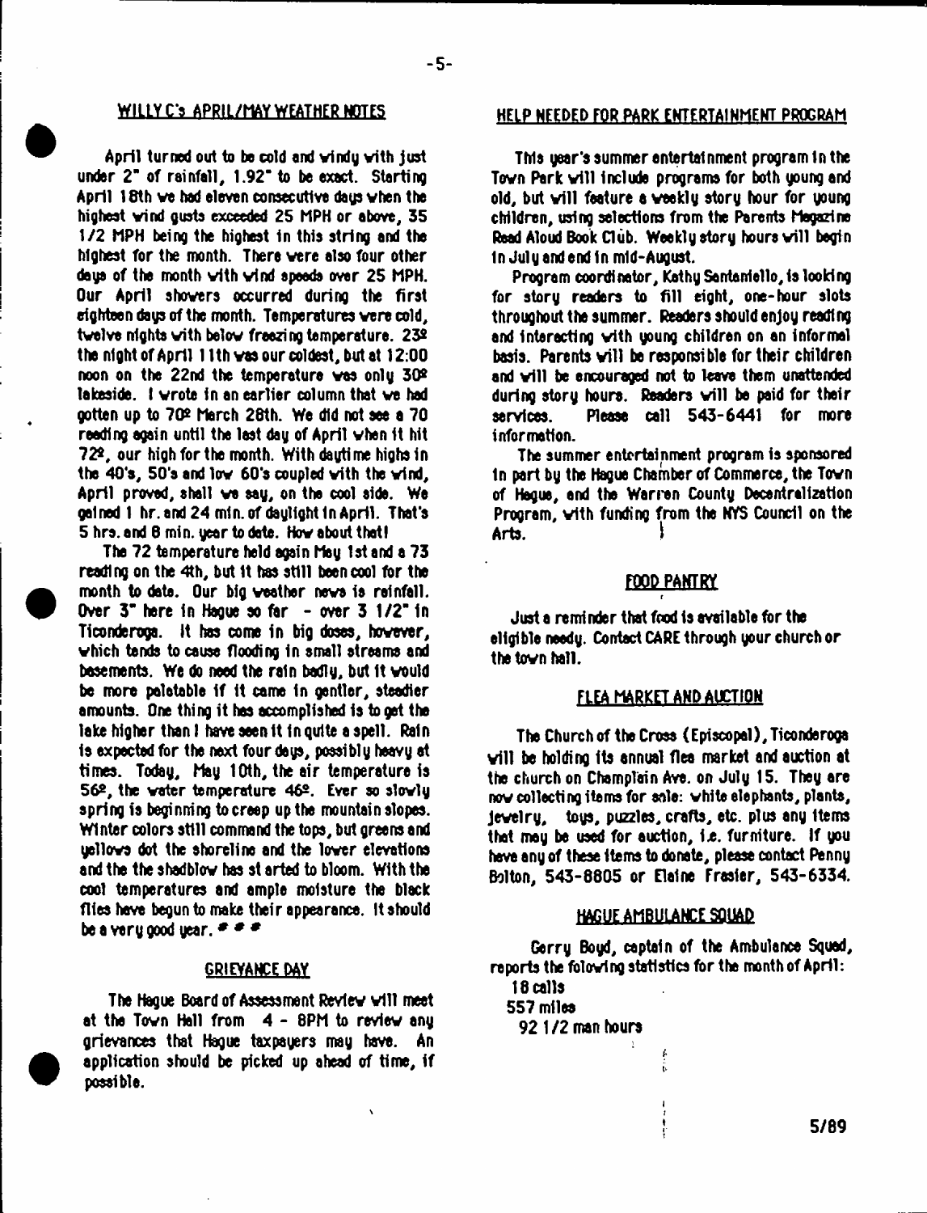## WILLY C's APRIL/MAY WEATHER NOTES

April turned out to be cold and windy with just under 2" of rainfall, 1.92" to be exact. Starting April 18th we had eleven consecutive days when the highest wind gusts exceeded 25 MPH or above, 35 1/2 MPH being the highest in this string and the highest for the month. There were also four other days of the month with wind speeds over 25 MPH. Our April showers occurred during the first eighteen days of the month. Temperatures were cold, twelve nights with below freezing temperature. 23º the night of April 11th was our coldest, but at 12:00 noon on the 22nd the temperature was only 30º lakeside. I wrote in an earlier column that we had gotten up to 70º March 28th. We did not see a 70 reading again until the last day of April when it hit 72º, our high for the month. With daytime highs in the 40's, 50's and low 60's coupled with the wind, April proved, shall we say, on the cool side. We gained 1 hr. and 24 min. of daylight in April. That's 5 hrs. and 8 min. year to date. How about that!

The 72 temperature held again May 1st and a 73 reading on the 4th, but it has still been cool for the month to date. Our big weather news is rainfall. Over 3" here in Hague so far - over 3 1/2" in Ticonderoga. It has come in big doses, however, which tends to cause flooding in small streams and basements. We do need the rain badly, but it would be more palatable if it came in gentler, steadier amounts. One thing it has accomplished is to get the lake higher than I have seen it in quite a spell. Rain is expected for the next four days, possibly heavy at times. Today, May 10th, the air temperature is 56º, the water temperature 46º. Ever so slowly spring is beginning to creep up the mountain slopes. Winter colors still command the tops, but greens and yellows dot the shoreline and the lower elevations and the the shadblow has started to bloom. With the cool temperatures and ample moisture the black flies have begun to make their appearance. It should be a very good year. # # #

## GRIEVANCE DAY

The Hague Board of Assessment Review will meet at the Town Hall from 4 - 8PM to review any grievances that Hague taxpayers may have. An application should be picked up ahead of time, if possible.

## HELP NEEDED FOR PARK ENTERTAINMENT PROGRAM

This year's summer entertainment program in the Town Park will include programs for both young and old, but will feature a weekly story hour for young children, using selections from the Parents Magazine Read Aloud Book Club. Weekly story hours will begin in July and end in mid-August.

Program coordinator, Kathy Santaniello, is looking for story readers to fill eight, one-hour slots throughout the summer. Readers should enjoy reading and interacting with young children on an informal basis. Parents will be responsible for their children and will be encouraged not to leave them unattended during story hours. Readers will be paid for their services. Please call 543-6441 for more information.

The summer entertainment program is sponsored in part by the Hague Chamber of Commerce, the Town of Hague, and the Warren County Decentralization Program, with funding from the NYS Council on the Arts.

## FOOD PANTRY

Just a reminder that food is available for the eligible needy. Contact CARE through your church or the town hall.

## FLEA MARKET AND AUCTION

The Church of the Cross (Episcopal), Ticonderoga will be holding its annual flea market and auction at the church on Champlain Ave. on July 15. They are now collecting items for sale: white elephants, plants, jewelry, toys, puzzles, crafts, etc. plus any items that may be used for auction, i.e. furniture. If you have any of these items to donate, please contact Penny Bolton, 543-8805 or Elaine Frasier, 543-6334.

## HAGUE AMBULANCE SQUAD

Gerry Boyd, captain of the Ambulance Squad, reports the folowing statistics for the month of April:

18 calls
557 miles
92 1/2 man hours

5/89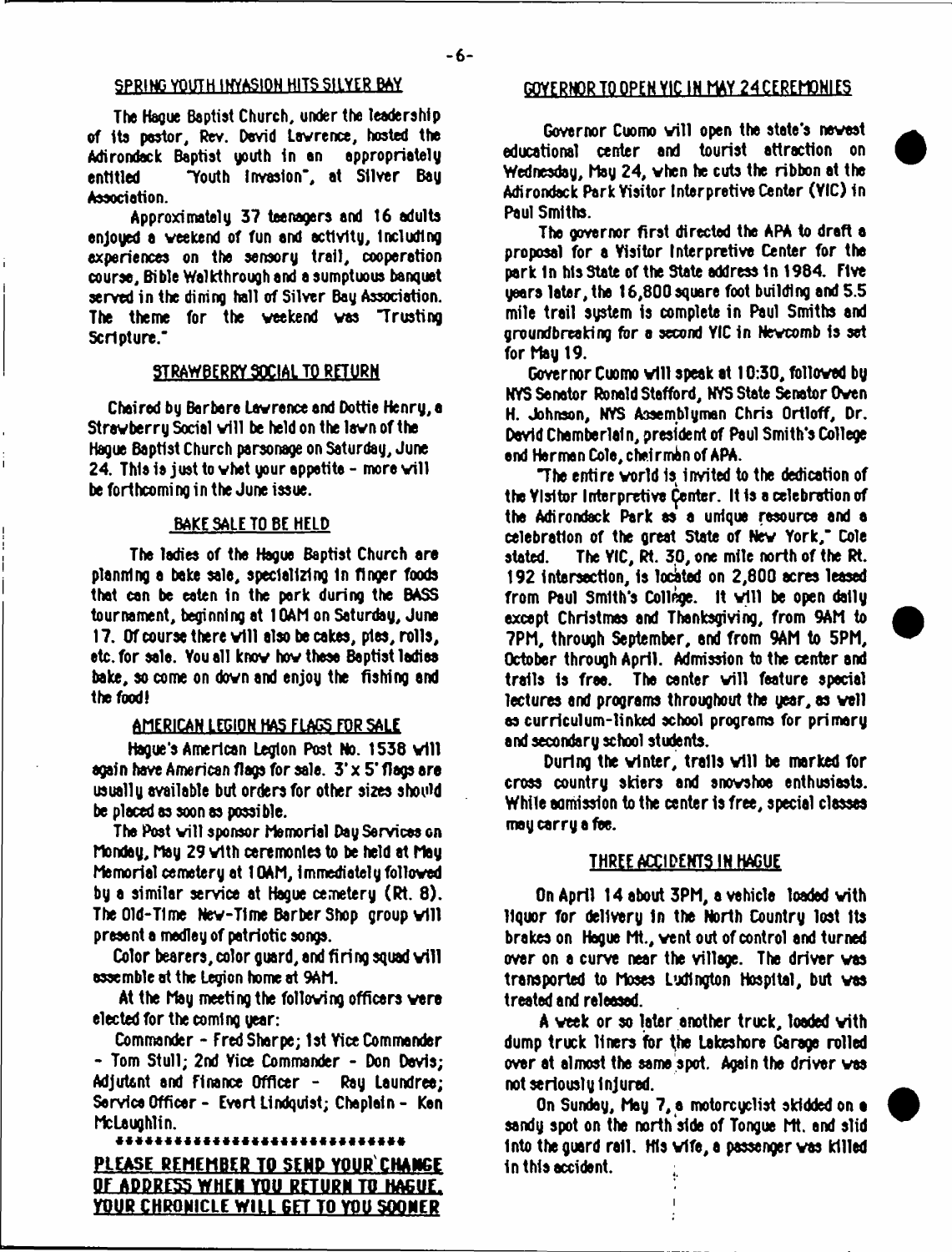## SPRING YOUTH INVASION HITS SILVER BAY

The Hague Baptist Church, under the leadership of its pastor, Rev. David Lawrence, hosted the Adirondack Baptist youth in an appropriately entitled "Youth Invasion", at Silver Bay Association.

Approximately 37 teenagers and 16 adults enjoyed a weekend of fun and activity, including experiences on the sensory trail, cooperation course, Bible Walkthrough and a sumptuous banquet served in the dining hall of Silver Bay Association. The theme for the weekend was "Trusting Scripture."

## STRAWBERRY SOCIAL TO RETURN

Chaired by Barbara Lawrence and Dottie Henry, a Strawberry Social will be held on the lawn of the Hague Baptist Church parsonage on Saturday, June 24. This is just to whet your appetite - more will be forthcoming in the June issue.

## BAKE SALE TO BE HELD

The ladies of the Hague Baptist Church are planning a bake sale, specializing in finger foods that can be eaten in the park during the BASS tournament, beginning at 10AM on Saturday, June 17. Of course there will also be cakes, pies, rolls, etc. for sale. You all know how these Baptist ladies bake, so come on down and enjoy the fishing and the food!

## AMERICAN LEGION HAS FLAGS FOR SALE

Hague's American Legion Post No. 1538 will again have American flags for sale. 3' x 5' flags are usually available but orders for other sizes should be placed as soon as possible.

The Post will sponsor Memorial Day Services on Monday, May 29 with ceremonies to be held at May Memorial cemetery at 10AM, immediately followed by a similar service at Hague cemetery (Rt. 8). The Old-Time New-Time Barber Shop group will present a medley of patriotic songs.

Color bearers, color guard, and firing squad will assemble at the Legion home at 9AM.

At the May meeting the following officers were elected for the coming year:

Commander - Fred Sharpe; 1st Vice Commander - Tom Stull; 2nd Vice Commander - Don Davis; Adjutant and Finance Officer - Ray Laundree; Service Officer - Evert Lindquist; Chaplain - Ken McLaughlin.

******************************

**PLEASE REMEMBER TO SEND YOUR CHANGE OF ADDRESS WHEN YOU RETURN TO HAGUE. YOUR CHRONICLE WILL GET TO YOU SOONER**

## GOVERNOR TO OPEN VIC IN MAY 24 CEREMONIES

Governor Cuomo will open the state's newest educational center and tourist attraction on Wednesday, May 24, when he cuts the ribbon at the Adirondack Park Visitor Interpretive Center (VIC) in Paul Smiths.

The governor first directed the APA to draft a proposal for a Visitor Interpretive Center for the park in his State of the State address in 1984. Five years later, the 16,800 square foot building and 5.5 mile trail system is complete in Paul Smiths and groundbreaking for a second VIC in Newcomb is set for May 19.

Governor Cuomo will speak at 10:30, followed by NYS Senator Ronald Stafford, NYS State Senator Owen H. Johnson, NYS Assemblyman Chris Ortloff, Dr. David Chamberlain, president of Paul Smith's College and Herman Cole, chairman of APA.

"The entire world is invited to the dedication of the Visitor Interpretive Center. It is a celebration of the Adirondack Park as a unique resource and a celebration of the great State of New York," Cole stated. The VIC, Rt. 30, one mile north of the Rt. 192 intersection, is located on 2,800 acres leased from Paul Smith's College. It will be open daily except Christmas and Thanksgiving, from 9AM to 7PM, through September, and from 9AM to 5PM, October through April. Admission to the center and trails is free. The center will feature special lectures and programs throughout the year, as well as curriculum-linked school programs for primary and secondary school students.

During the winter, trails will be marked for cross country skiers and snowshoe enthusiasts. While admission to the center is free, special classes may carry a fee.

## THREE ACCIDENTS IN HAGUE

On April 14 about 3PM, a vehicle loaded with liquor for delivery in the North Country lost its brakes on Hague Mt., went out of control and turned over on a curve near the village. The driver was transported to Moses Ludington Hospital, but was treated and released.

A week or so later another truck, loaded with dump truck liners for the Lakeshore Garage rolled over at almost the same spot. Again the driver was not seriously injured.

On Sunday, May 7, a motorcyclist skidded on a sandy spot on the north side of Tongue Mt. and slid into the guard rail. His wife, a passenger was killed in this accident.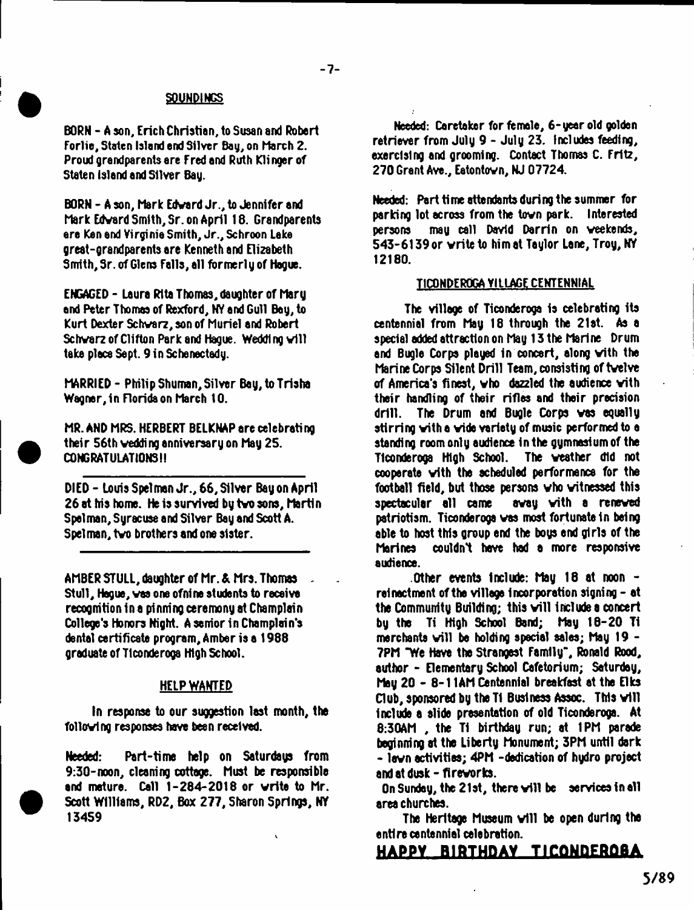## SOUNDINGS

BORN - A son, Erich Christian, to Susan and Robert Forlie, Staten Island and Silver Bay, on March 2. Proud grandparents are Fred and Ruth Klinger of Staten Island and Silver Bay.

BORN - A son, Mark Edward Jr., to Jennifer and Mark Edward Smith, Sr. on April 18. Grandparents are Ken and Virginia Smith, Jr., Schroon Lake great-grandparents are Kenneth and Elizabeth Smith, Sr. of Glens Falls, all formerly of Hague.

ENGAGED - Laura Rita Thomas, daughter of Mary and Peter Thomas of Rexford, NY and Gull Bay, to Kurt Dexter Schwarz, son of Muriel and Robert Schwarz of Clifton Park and Hague. Wedding will take place Sept. 9 in Schenectady.

MARRIED - Philip Shuman, Silver Bay, to Trisha Wagner, in Florida on March 10.

MR. AND MRS. HERBERT BELKNAP are celebrating their 56th wedding anniversary on May 25. CONGRATULATIONS!!

---

DIED - Louis Spelman Jr., 66, Silver Bay on April 26 at his home. He is survived by two sons, Martin Spelman, Syracuse and Silver Bay and Scott A. Spelman, two brothers and one sister.

---

AMBER STULL, daughter of Mr. & Mrs. Thomas Stull, Hague, was one of nine students to receive recognition in a pinning ceremony at Champlain College's Honors Night. A senior in Champlain's dental certificate program, Amber is a 1988 graduate of Ticonderoga High School.

## HELP WANTED

In response to our suggestion last month, the following responses have been received.

Needed: Part-time help on Saturdays from 9:30-noon, cleaning cottage. Must be responsible and mature. Call 1-284-2018 or write to Mr. Scott Williams, RD2, Box 277, Sharon Springs, NY 13459

Needed: Caretaker for female, 6-year old golden retriever from July 9 - July 23. Includes feeding, exercising and grooming. Contact Thomas C. Fritz, 270 Grant Ave., Eatontown, NJ 07724.

Needed: Part time attendants during the summer for parking lot across from the town park. Interested persons may call David Darrin on weekends, 543-6139 or write to him at Taylor Lane, Troy, NY 12180.

## TICONDEROGA VILLAGE CENTENNIAL

The village of Ticonderoga is celebrating its centennial from May 18 through the 21st. As a special added attraction on May 13 the Marine Drum and Bugle Corps played in concert, along with the Marine Corps Silent Drill Team, consisting of twelve of America's finest, who dazzled the audience with their handling of their rifles and their precision drill. The Drum and Bugle Corps was equally stirring with a wide variety of music performed to a standing room only audience in the gymnasium of the Ticonderoga High School. The weather did not cooperate with the scheduled performance for the football field, but those persons who witnessed this spectacular all came away with a renewed patriotism. Ticonderoga was most fortunate in being able to host this group and the boys and girls of the Marines couldn't have had a more responsive audience.

Other events include: May 18 at noon - reinactment of the village incorporation signing - at the Community Building; this will include a concert by the Ti High School Band; May 18-20 Ti merchants will be holding special sales; May 19 - 7PM "We Have the Strangest Family", Ronald Rood, author - Elementary School Cafetorium; Saturday, May 20 - 8-11AM Centennial breakfast at the Elks Club, sponsored by the Ti Business Assoc. This will include a slide presentation of old Ticonderoga. At 8:30AM , the Ti birthday run; at 1PM parade beginning at the Liberty Monument; 3PM until dark - lawn activities; 4PM -dedication of hydro project and at dusk - fireworks.

On Sunday, the 21st, there will be services in all area churches.

The Heritage Museum will be open during the entire centennial celebration.

**HAPPY BIRTHDAY TICONDEROGA**

5/89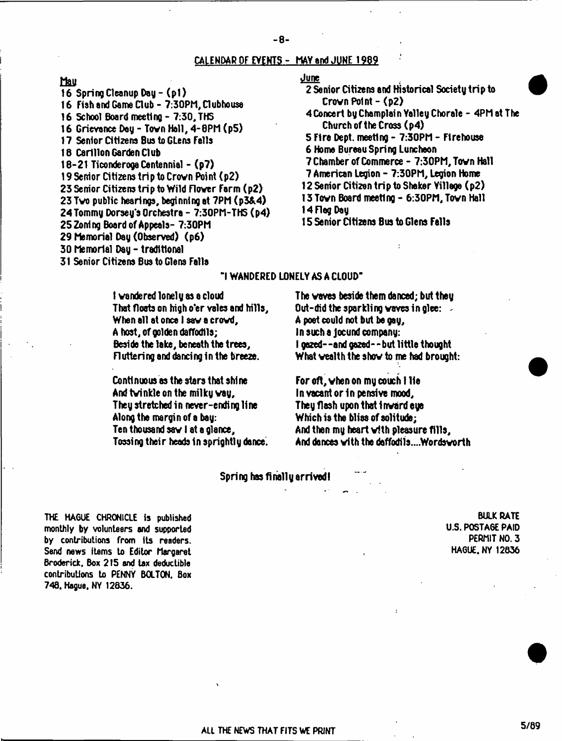## CALENDAR OF EVENTS - MAY and JUNE 1989

**May**

16 Spring Cleanup Day - (p1)
16 Fish and Game Club - 7:30PM, Clubhouse
16 School Board meeting - 7:30, THS
16 Grievance Day - Town Hall, 4-8PM (p5)
17 Senior Citizens Bus to GLens Falls
18 Carillon Garden Club
18-21 Ticonderoga Centennial - (p7)
19 Senior Citizens trip to Crown Point (p2)
23 Senior Citizens trip to Wild Flower Farm (p2)
23 Two public hearings, beginning at 7PM (p3&4)
24 Tommy Dorsey's Orchestra - 7:30PM-THS (p4)
25 Zoning Board of Appeals- 7:30PM
29 Memorial Day (Observed) (p6)
30 Memorial Day - traditional
31 Senior Citizens Bus to Glens Falls

**June**

2 Senior Citizens and Historical Society trip to Crown Point - (p2)
4 Concert by Champlain Valley Chorale - 4PM at The Church of the Cross (p4)
5 Fire Dept. meeting - 7:30PM - Firehouse
6 Home Bureau Spring Luncheon
7 Chamber of Commerce - 7:30PM, Town Hall
7 American Legion - 7:30PM, Legion Home
12 Senior Citizen trip to Shaker Village (p2)
13 Town Board meeting - 6:30PM, Town Hall
14 Flag Day
15 Senior Citizens Bus to Glens Falls

## "I WANDERED LONELY AS A CLOUD"

I wandered lonely as a cloud
That floats on high o'er vales and hills,
When all at once I saw a crowd,
A host, of golden daffodils;
Beside the lake, beneath the trees,
Fluttering and dancing in the breeze.

Continuous as the stars that shine
And twinkle on the milky way,
They stretched in never-ending line
Along the margin of a bay:
Ten thousand saw I at a glance,
Tossing their heads in sprightly dance.

The waves beside them danced; but they
Out-did the sparkling waves in glee:
A poet could not but be gay,
In such a jocund company:
I gazed--and gazed--but little thought
What wealth the show to me had brought:

For oft, when on my couch I lie
In vacant or in pensive mood,
They flash upon that inward eye
Which is the bliss of solitude;
And then my heart with pleasure fills,
And dances with the daffodils....Wordsworth

Spring has finally arrived!

THE HAGUE CHRONICLE is published monthly by volunteers and supported by contributions from its readers. Send news items to Editor Margaret Broderick, Box 215 and tax deductible contributions to PENNY BOLTON, Box 748, Hague, NY 12836.

BULK RATE
U.S. POSTAGE PAID
PERMIT NO. 3
HAGUE, NY 12836

ALL THE NEWS THAT FITS WE PRINT

5/89